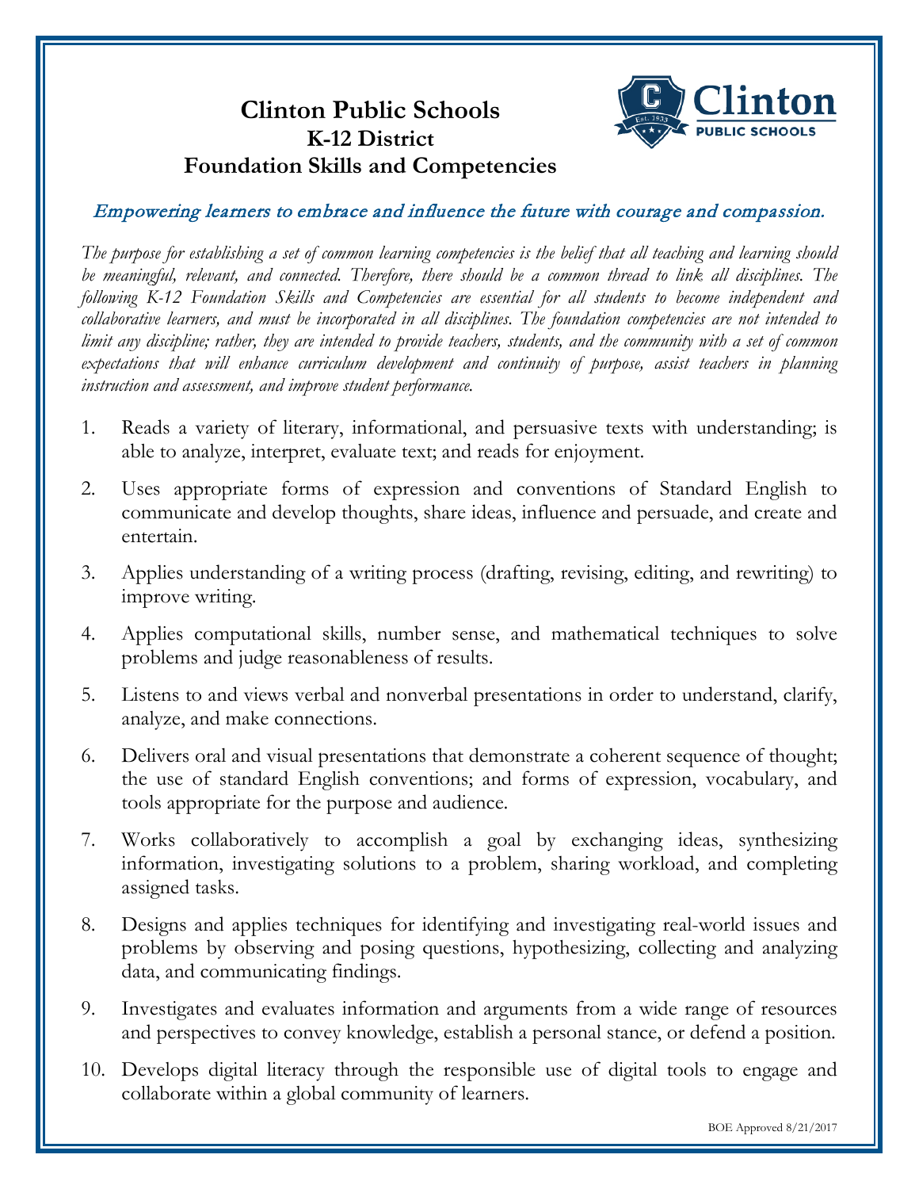# Clinton Public Schools
## K-12 District
## Foundation Skills and Competencies

*Empowering learners to embrace and influence the future with courage and compassion.*

*The purpose for establishing a set of common learning competencies is the belief that all teaching and learning should be meaningful, relevant, and connected. Therefore, there should be a common thread to link all disciplines. The following K-12 Foundation Skills and Competencies are essential for all students to become independent and collaborative learners, and must be incorporated in all disciplines. The foundation competencies are not intended to limit any discipline; rather, they are intended to provide teachers, students, and the community with a set of common expectations that will enhance curriculum development and continuity of purpose, assist teachers in planning instruction and assessment, and improve student performance.*

1. Reads a variety of literary, informational, and persuasive texts with understanding; is able to analyze, interpret, evaluate text; and reads for enjoyment.
2. Uses appropriate forms of expression and conventions of Standard English to communicate and develop thoughts, share ideas, influence and persuade, and create and entertain.
3. Applies understanding of a writing process (drafting, revising, editing, and rewriting) to improve writing.
4. Applies computational skills, number sense, and mathematical techniques to solve problems and judge reasonableness of results.
5. Listens to and views verbal and nonverbal presentations in order to understand, clarify, analyze, and make connections.
6. Delivers oral and visual presentations that demonstrate a coherent sequence of thought; the use of standard English conventions; and forms of expression, vocabulary, and tools appropriate for the purpose and audience.
7. Works collaboratively to accomplish a goal by exchanging ideas, synthesizing information, investigating solutions to a problem, sharing workload, and completing assigned tasks.
8. Designs and applies techniques for identifying and investigating real-world issues and problems by observing and posing questions, hypothesizing, collecting and analyzing data, and communicating findings.
9. Investigates and evaluates information and arguments from a wide range of resources and perspectives to convey knowledge, establish a personal stance, or defend a position.
10. Develops digital literacy through the responsible use of digital tools to engage and collaborate within a global community of learners.

BOE Approved 8/21/2017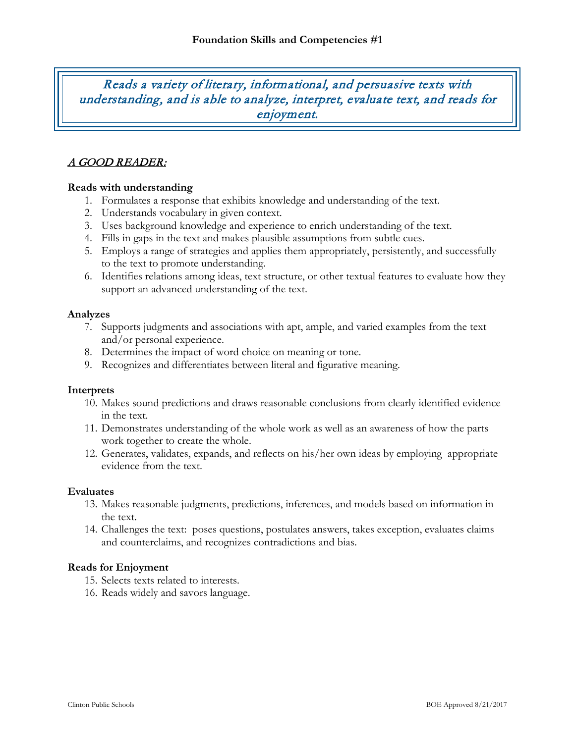## Foundation Skills and Competencies #1

*Reads a variety of literary, informational, and persuasive texts with understanding, and is able to analyze, interpret, evaluate text, and reads for enjoyment.*

### *A GOOD READER:*

**Reads with understanding**

1. Formulates a response that exhibits knowledge and understanding of the text.
2. Understands vocabulary in given context.
3. Uses background knowledge and experience to enrich understanding of the text.
4. Fills in gaps in the text and makes plausible assumptions from subtle cues.
5. Employs a range of strategies and applies them appropriately, persistently, and successfully to the text to promote understanding.
6. Identifies relations among ideas, text structure, or other textual features to evaluate how they support an advanced understanding of the text.

**Analyzes**

7. Supports judgments and associations with apt, ample, and varied examples from the text and/or personal experience.
8. Determines the impact of word choice on meaning or tone.
9. Recognizes and differentiates between literal and figurative meaning.

**Interprets**

10. Makes sound predictions and draws reasonable conclusions from clearly identified evidence in the text.
11. Demonstrates understanding of the whole work as well as an awareness of how the parts work together to create the whole.
12. Generates, validates, expands, and reflects on his/her own ideas by employing appropriate evidence from the text.

**Evaluates**

13. Makes reasonable judgments, predictions, inferences, and models based on information in the text.
14. Challenges the text: poses questions, postulates answers, takes exception, evaluates claims and counterclaims, and recognizes contradictions and bias.

**Reads for Enjoyment**

15. Selects texts related to interests.
16. Reads widely and savors language.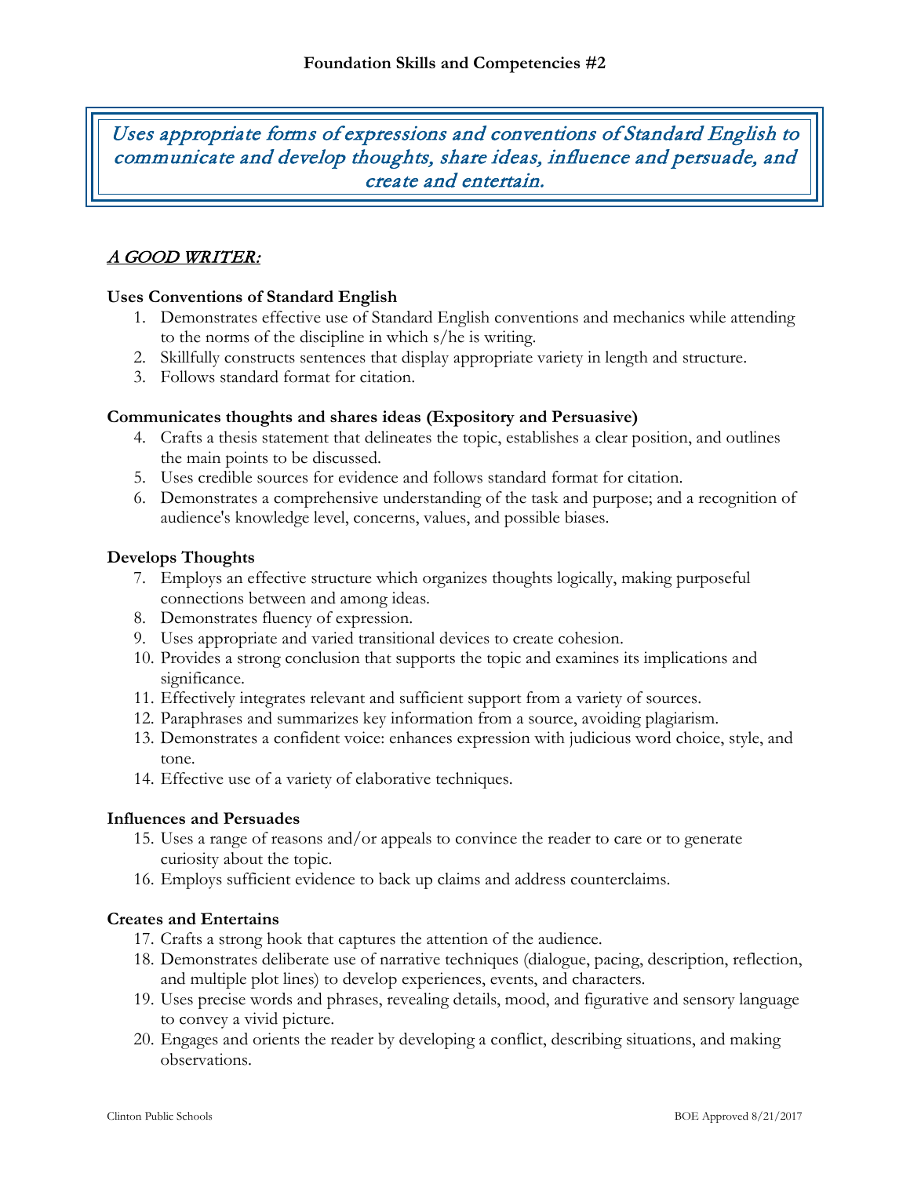## Foundation Skills and Competencies #2

*Uses appropriate forms of expressions and conventions of Standard English to communicate and develop thoughts, share ideas, influence and persuade, and create and entertain.*

### *A GOOD WRITER:*

**Uses Conventions of Standard English**

1. Demonstrates effective use of Standard English conventions and mechanics while attending to the norms of the discipline in which s/he is writing.
2. Skillfully constructs sentences that display appropriate variety in length and structure.
3. Follows standard format for citation.

**Communicates thoughts and shares ideas (Expository and Persuasive)**

4. Crafts a thesis statement that delineates the topic, establishes a clear position, and outlines the main points to be discussed.
5. Uses credible sources for evidence and follows standard format for citation.
6. Demonstrates a comprehensive understanding of the task and purpose; and a recognition of audience's knowledge level, concerns, values, and possible biases.

**Develops Thoughts**

7. Employs an effective structure which organizes thoughts logically, making purposeful connections between and among ideas.
8. Demonstrates fluency of expression.
9. Uses appropriate and varied transitional devices to create cohesion.
10. Provides a strong conclusion that supports the topic and examines its implications and significance.
11. Effectively integrates relevant and sufficient support from a variety of sources.
12. Paraphrases and summarizes key information from a source, avoiding plagiarism.
13. Demonstrates a confident voice: enhances expression with judicious word choice, style, and tone.
14. Effective use of a variety of elaborative techniques.

**Influences and Persuades**

15. Uses a range of reasons and/or appeals to convince the reader to care or to generate curiosity about the topic.
16. Employs sufficient evidence to back up claims and address counterclaims.

**Creates and Entertains**

17. Crafts a strong hook that captures the attention of the audience.
18. Demonstrates deliberate use of narrative techniques (dialogue, pacing, description, reflection, and multiple plot lines) to develop experiences, events, and characters.
19. Uses precise words and phrases, revealing details, mood, and figurative and sensory language to convey a vivid picture.
20. Engages and orients the reader by developing a conflict, describing situations, and making observations.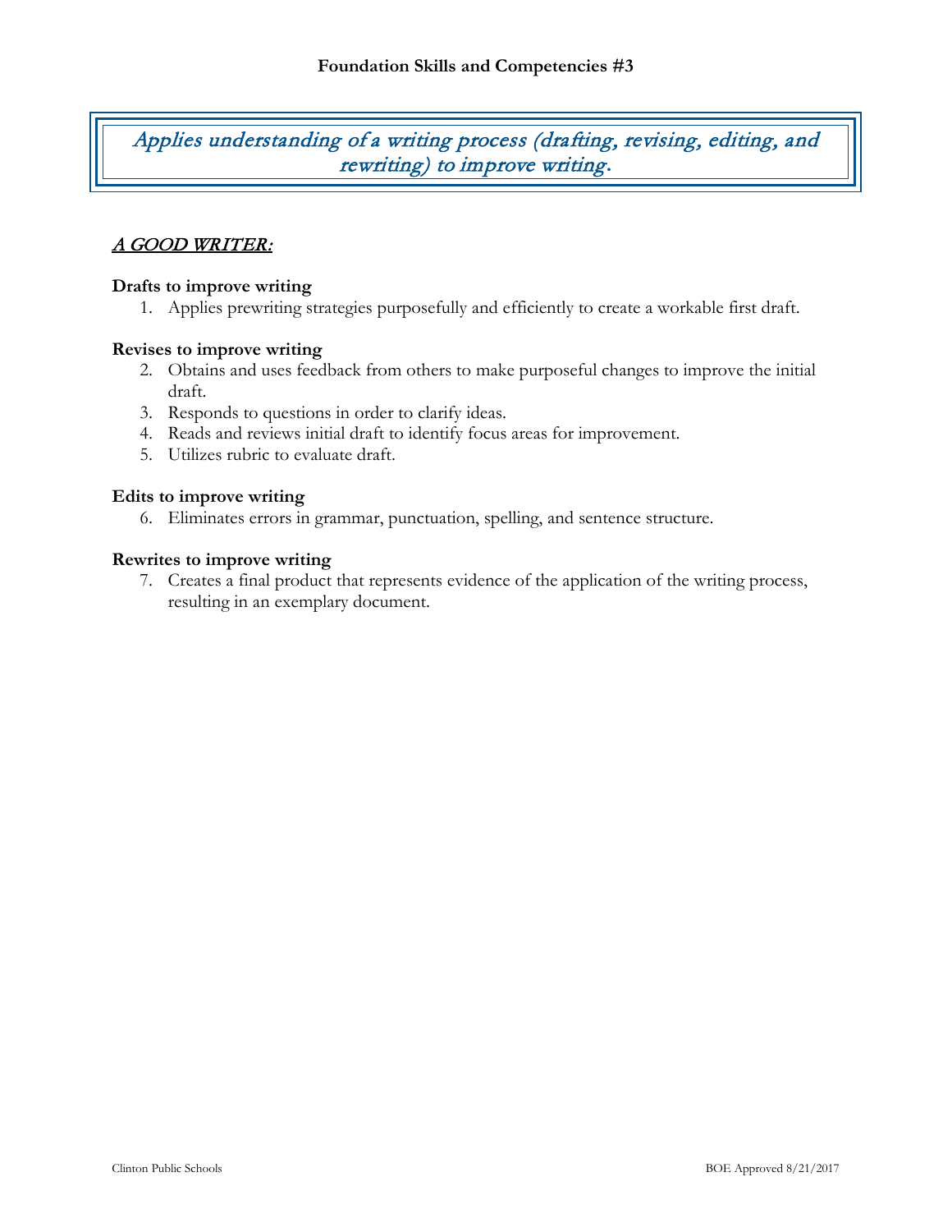## Foundation Skills and Competencies #3

*Applies understanding of a writing process (drafting, revising, editing, and rewriting) to improve writing.*

*A GOOD WRITER:*

**Drafts to improve writing**

1. Applies prewriting strategies purposefully and efficiently to create a workable first draft.

**Revises to improve writing**

2. Obtains and uses feedback from others to make purposeful changes to improve the initial draft.
3. Responds to questions in order to clarify ideas.
4. Reads and reviews initial draft to identify focus areas for improvement.
5. Utilizes rubric to evaluate draft.

**Edits to improve writing**

6. Eliminates errors in grammar, punctuation, spelling, and sentence structure.

**Rewrites to improve writing**

7. Creates a final product that represents evidence of the application of the writing process, resulting in an exemplary document.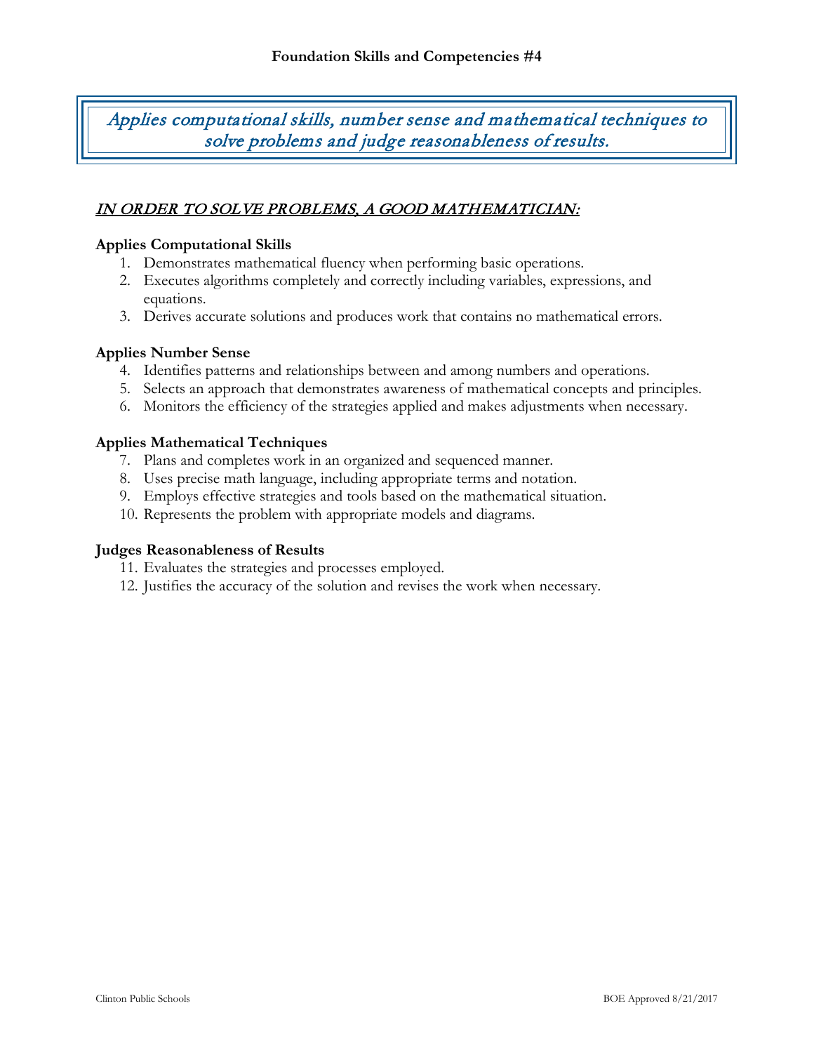# Foundation Skills and Competencies #4

*Applies computational skills, number sense and mathematical techniques to solve problems and judge reasonableness of results.*

## *IN ORDER TO SOLVE PROBLEMS, A GOOD MATHEMATICIAN:*

**Applies Computational Skills**

1. Demonstrates mathematical fluency when performing basic operations.
2. Executes algorithms completely and correctly including variables, expressions, and equations.
3. Derives accurate solutions and produces work that contains no mathematical errors.

**Applies Number Sense**

4. Identifies patterns and relationships between and among numbers and operations.
5. Selects an approach that demonstrates awareness of mathematical concepts and principles.
6. Monitors the efficiency of the strategies applied and makes adjustments when necessary.

**Applies Mathematical Techniques**

7. Plans and completes work in an organized and sequenced manner.
8. Uses precise math language, including appropriate terms and notation.
9. Employs effective strategies and tools based on the mathematical situation.
10. Represents the problem with appropriate models and diagrams.

**Judges Reasonableness of Results**

11. Evaluates the strategies and processes employed.
12. Justifies the accuracy of the solution and revises the work when necessary.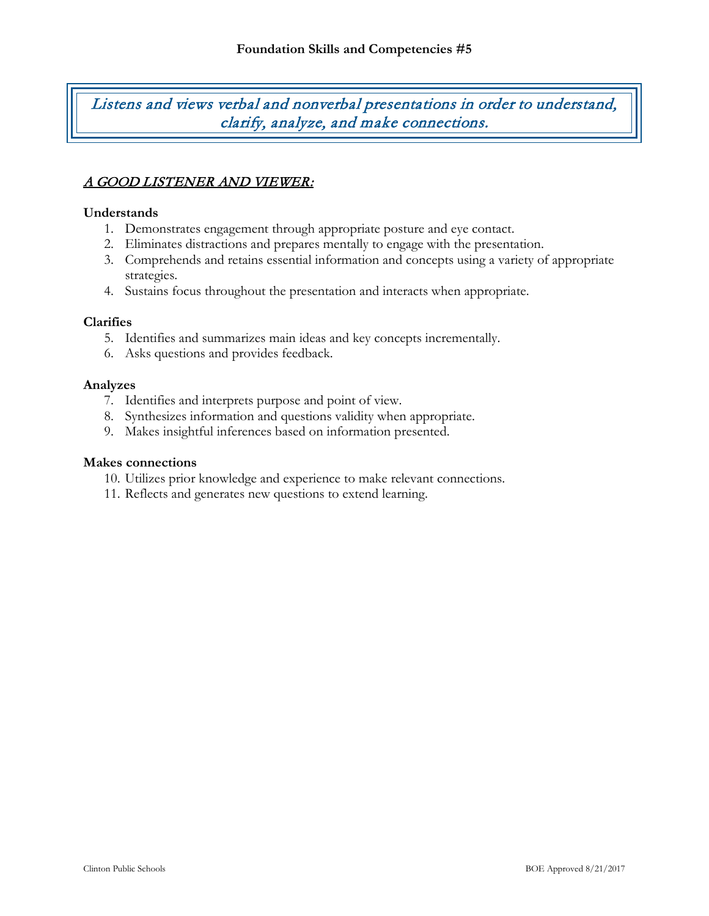## Foundation Skills and Competencies #5

*Listens and views verbal and nonverbal presentations in order to understand, clarify, analyze, and make connections.*

### *A GOOD LISTENER AND VIEWER:*

**Understands**

1. Demonstrates engagement through appropriate posture and eye contact.
2. Eliminates distractions and prepares mentally to engage with the presentation.
3. Comprehends and retains essential information and concepts using a variety of appropriate strategies.
4. Sustains focus throughout the presentation and interacts when appropriate.

**Clarifies**

5. Identifies and summarizes main ideas and key concepts incrementally.
6. Asks questions and provides feedback.

**Analyzes**

7. Identifies and interprets purpose and point of view.
8. Synthesizes information and questions validity when appropriate.
9. Makes insightful inferences based on information presented.

**Makes connections**

10. Utilizes prior knowledge and experience to make relevant connections.
11. Reflects and generates new questions to extend learning.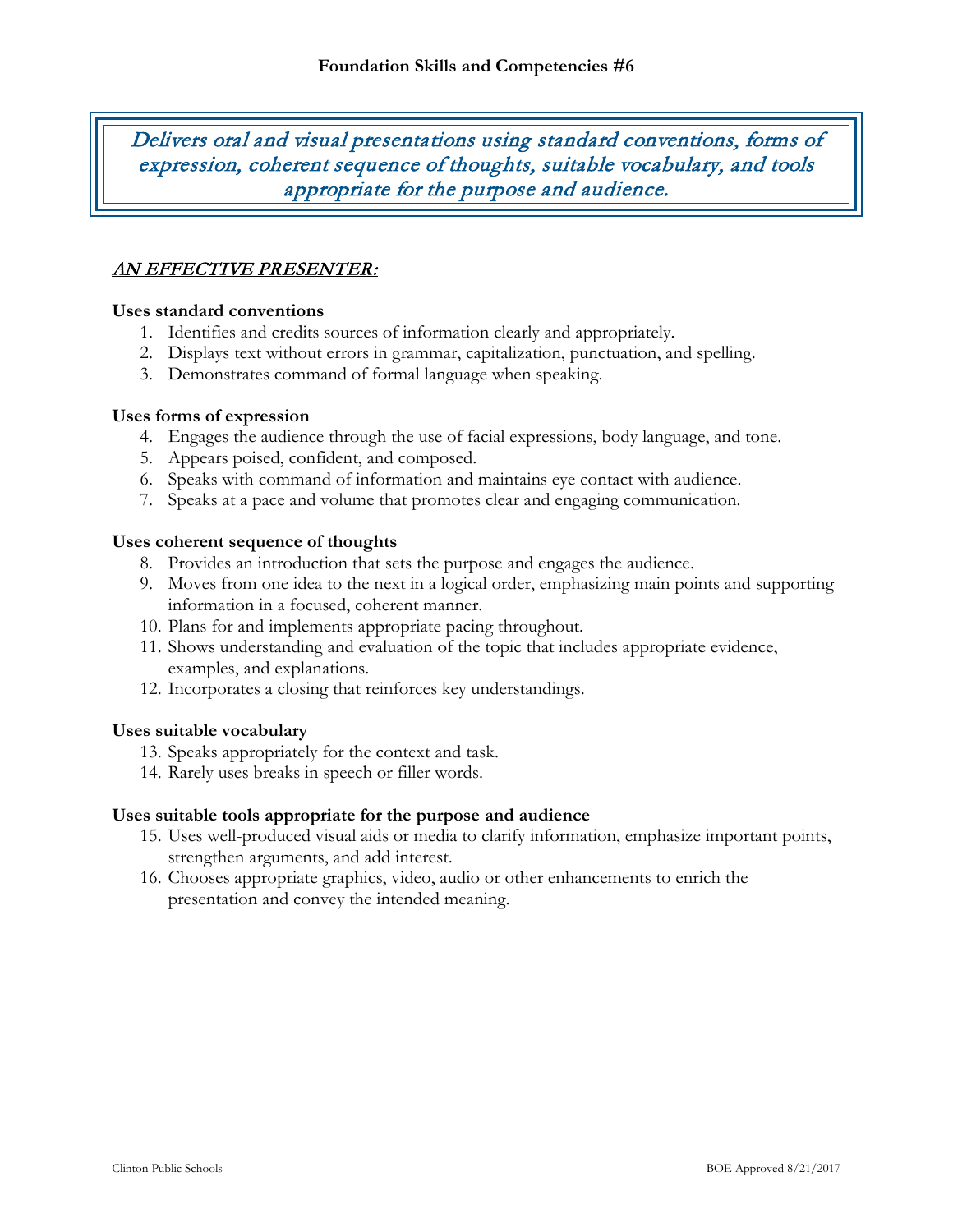## Foundation Skills and Competencies #6

*Delivers oral and visual presentations using standard conventions, forms of expression, coherent sequence of thoughts, suitable vocabulary, and tools appropriate for the purpose and audience.*

### *AN EFFECTIVE PRESENTER:*

**Uses standard conventions**

1. Identifies and credits sources of information clearly and appropriately.
2. Displays text without errors in grammar, capitalization, punctuation, and spelling.
3. Demonstrates command of formal language when speaking.

**Uses forms of expression**

4. Engages the audience through the use of facial expressions, body language, and tone.
5. Appears poised, confident, and composed.
6. Speaks with command of information and maintains eye contact with audience.
7. Speaks at a pace and volume that promotes clear and engaging communication.

**Uses coherent sequence of thoughts**

8. Provides an introduction that sets the purpose and engages the audience.
9. Moves from one idea to the next in a logical order, emphasizing main points and supporting information in a focused, coherent manner.
10. Plans for and implements appropriate pacing throughout.
11. Shows understanding and evaluation of the topic that includes appropriate evidence, examples, and explanations.
12. Incorporates a closing that reinforces key understandings.

**Uses suitable vocabulary**

13. Speaks appropriately for the context and task.
14. Rarely uses breaks in speech or filler words.

**Uses suitable tools appropriate for the purpose and audience**

15. Uses well-produced visual aids or media to clarify information, emphasize important points, strengthen arguments, and add interest.
16. Chooses appropriate graphics, video, audio or other enhancements to enrich the presentation and convey the intended meaning.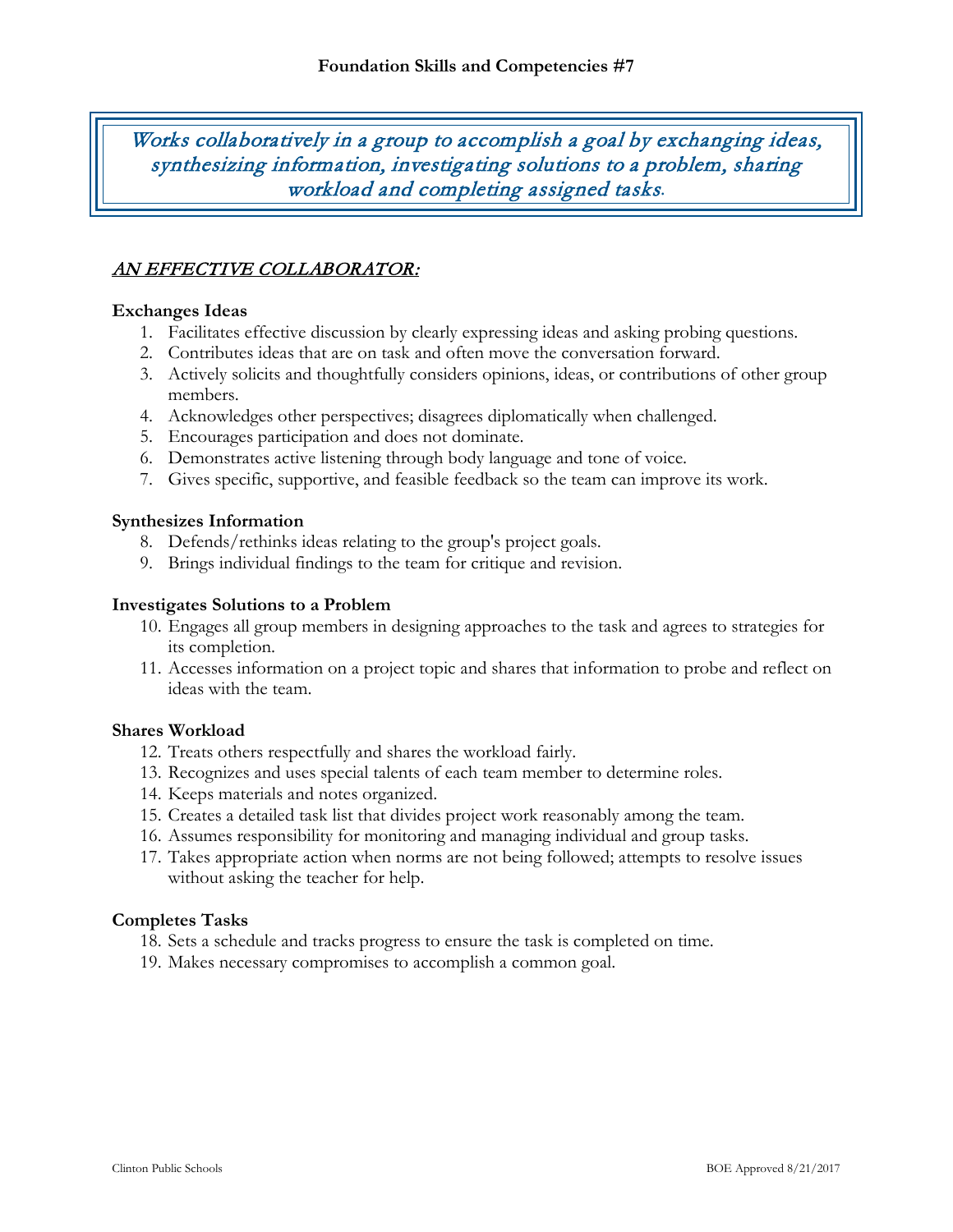# Foundation Skills and Competencies #7

*Works collaboratively in a group to accomplish a goal by exchanging ideas, synthesizing information, investigating solutions to a problem, sharing workload and completing assigned tasks.*

## *AN EFFECTIVE COLLABORATOR:*

**Exchanges Ideas**

1. Facilitates effective discussion by clearly expressing ideas and asking probing questions.
2. Contributes ideas that are on task and often move the conversation forward.
3. Actively solicits and thoughtfully considers opinions, ideas, or contributions of other group members.
4. Acknowledges other perspectives; disagrees diplomatically when challenged.
5. Encourages participation and does not dominate.
6. Demonstrates active listening through body language and tone of voice.
7. Gives specific, supportive, and feasible feedback so the team can improve its work.

**Synthesizes Information**

8. Defends/rethinks ideas relating to the group's project goals.
9. Brings individual findings to the team for critique and revision.

**Investigates Solutions to a Problem**

10. Engages all group members in designing approaches to the task and agrees to strategies for its completion.
11. Accesses information on a project topic and shares that information to probe and reflect on ideas with the team.

**Shares Workload**

12. Treats others respectfully and shares the workload fairly.
13. Recognizes and uses special talents of each team member to determine roles.
14. Keeps materials and notes organized.
15. Creates a detailed task list that divides project work reasonably among the team.
16. Assumes responsibility for monitoring and managing individual and group tasks.
17. Takes appropriate action when norms are not being followed; attempts to resolve issues without asking the teacher for help.

**Completes Tasks**

18. Sets a schedule and tracks progress to ensure the task is completed on time.
19. Makes necessary compromises to accomplish a common goal.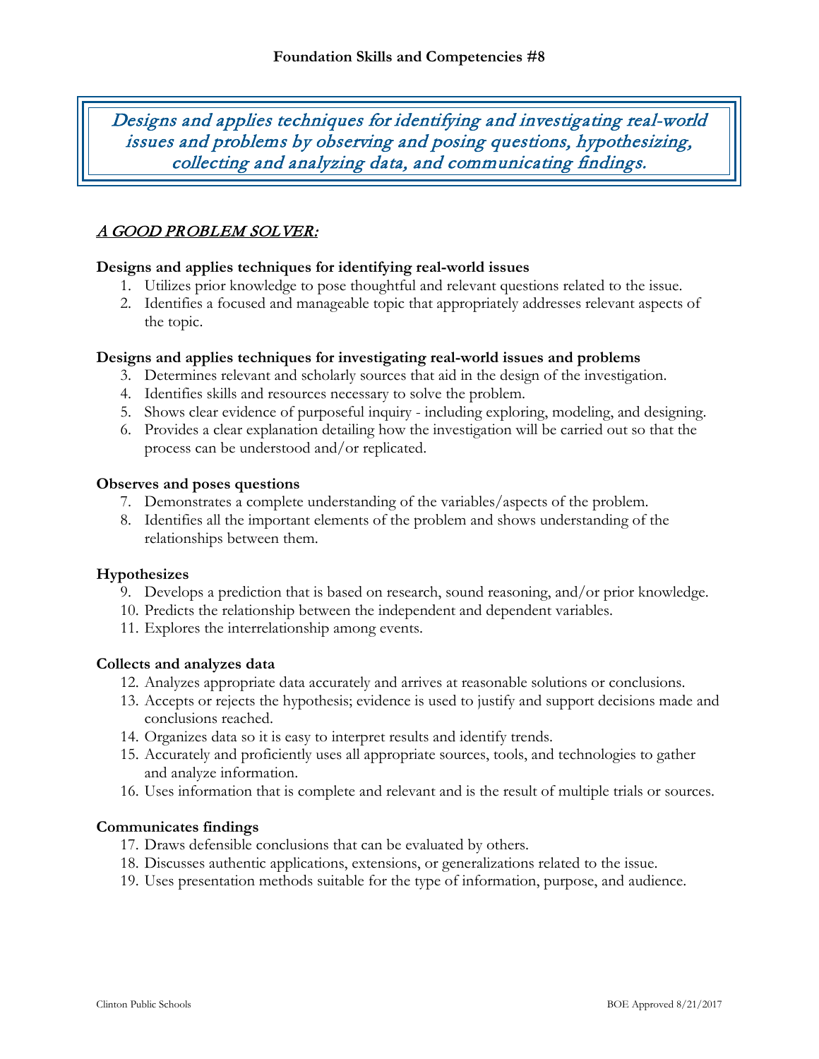**Foundation Skills and Competencies #8**

*Designs and applies techniques for identifying and investigating real-world issues and problems by observing and posing questions, hypothesizing, collecting and analyzing data, and communicating findings.*

## *A GOOD PROBLEM SOLVER:*

**Designs and applies techniques for identifying real-world issues**

1. Utilizes prior knowledge to pose thoughtful and relevant questions related to the issue.
2. Identifies a focused and manageable topic that appropriately addresses relevant aspects of the topic.

**Designs and applies techniques for investigating real-world issues and problems**

3. Determines relevant and scholarly sources that aid in the design of the investigation.
4. Identifies skills and resources necessary to solve the problem.
5. Shows clear evidence of purposeful inquiry - including exploring, modeling, and designing.
6. Provides a clear explanation detailing how the investigation will be carried out so that the process can be understood and/or replicated.

**Observes and poses questions**

7. Demonstrates a complete understanding of the variables/aspects of the problem.
8. Identifies all the important elements of the problem and shows understanding of the relationships between them.

**Hypothesizes**

9. Develops a prediction that is based on research, sound reasoning, and/or prior knowledge.
10. Predicts the relationship between the independent and dependent variables.
11. Explores the interrelationship among events.

**Collects and analyzes data**

12. Analyzes appropriate data accurately and arrives at reasonable solutions or conclusions.
13. Accepts or rejects the hypothesis; evidence is used to justify and support decisions made and conclusions reached.
14. Organizes data so it is easy to interpret results and identify trends.
15. Accurately and proficiently uses all appropriate sources, tools, and technologies to gather and analyze information.
16. Uses information that is complete and relevant and is the result of multiple trials or sources.

**Communicates findings**

17. Draws defensible conclusions that can be evaluated by others.
18. Discusses authentic applications, extensions, or generalizations related to the issue.
19. Uses presentation methods suitable for the type of information, purpose, and audience.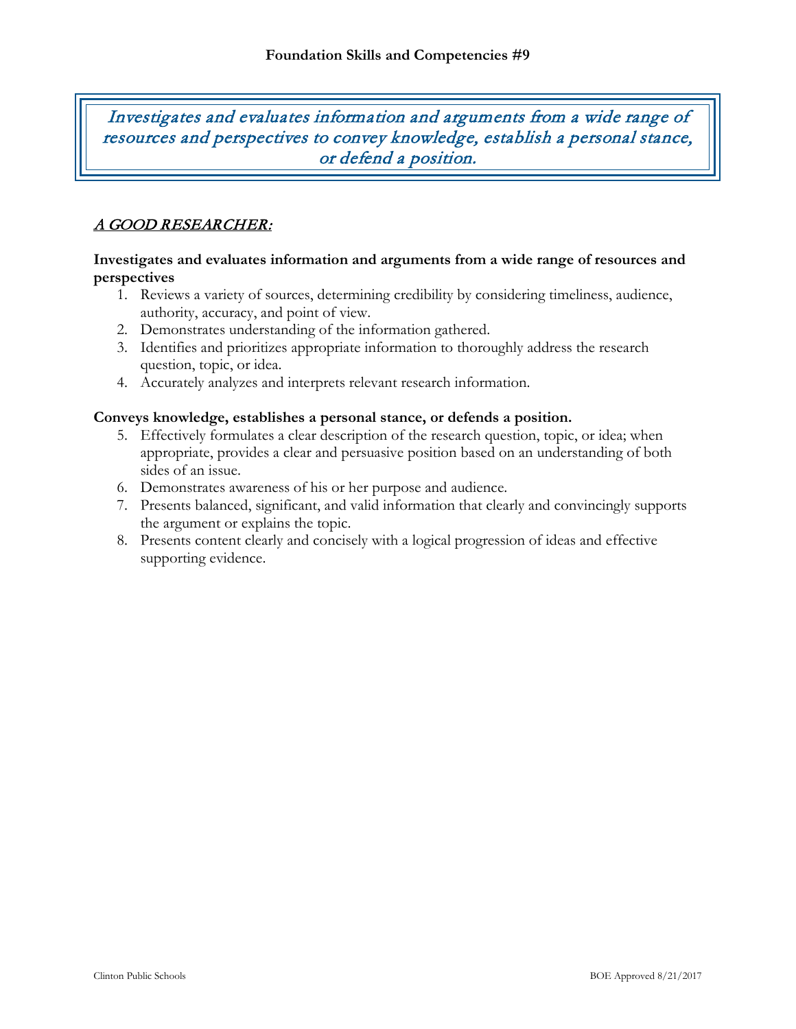# Foundation Skills and Competencies #9

*Investigates and evaluates information and arguments from a wide range of resources and perspectives to convey knowledge, establish a personal stance, or defend a position.*

## *A GOOD RESEARCHER:*

**Investigates and evaluates information and arguments from a wide range of resources and perspectives**

1. Reviews a variety of sources, determining credibility by considering timeliness, audience, authority, accuracy, and point of view.
2. Demonstrates understanding of the information gathered.
3. Identifies and prioritizes appropriate information to thoroughly address the research question, topic, or idea.
4. Accurately analyzes and interprets relevant research information.

**Conveys knowledge, establishes a personal stance, or defends a position.**

5. Effectively formulates a clear description of the research question, topic, or idea; when appropriate, provides a clear and persuasive position based on an understanding of both sides of an issue.
6. Demonstrates awareness of his or her purpose and audience.
7. Presents balanced, significant, and valid information that clearly and convincingly supports the argument or explains the topic.
8. Presents content clearly and concisely with a logical progression of ideas and effective supporting evidence.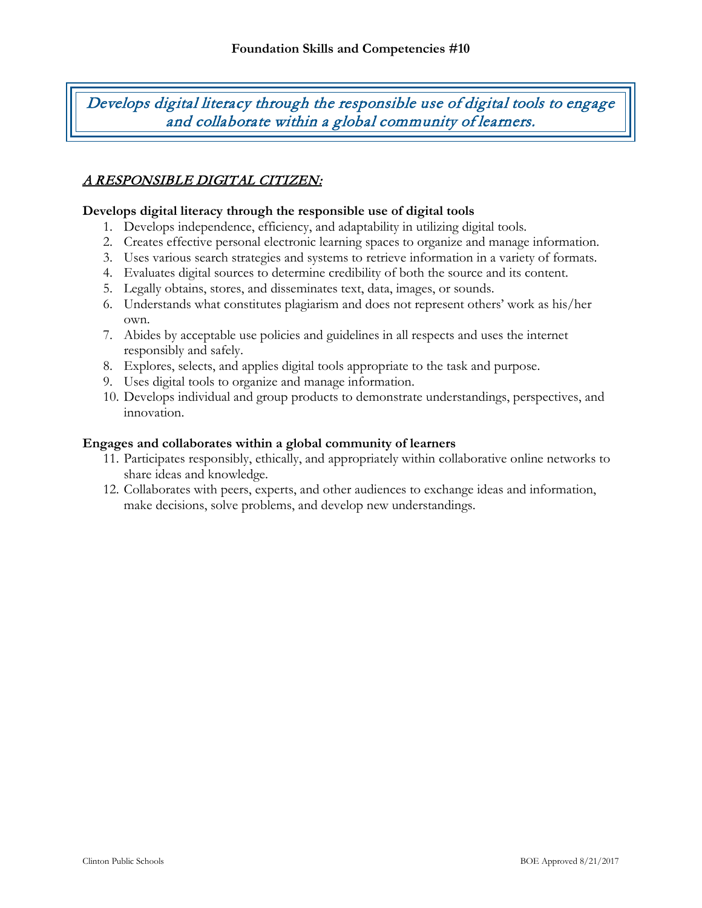## Foundation Skills and Competencies #10

*Develops digital literacy through the responsible use of digital tools to engage and collaborate within a global community of learners.*

### *A RESPONSIBLE DIGITAL CITIZEN:*

**Develops digital literacy through the responsible use of digital tools**

1. Develops independence, efficiency, and adaptability in utilizing digital tools.
2. Creates effective personal electronic learning spaces to organize and manage information.
3. Uses various search strategies and systems to retrieve information in a variety of formats.
4. Evaluates digital sources to determine credibility of both the source and its content.
5. Legally obtains, stores, and disseminates text, data, images, or sounds.
6. Understands what constitutes plagiarism and does not represent others' work as his/her own.
7. Abides by acceptable use policies and guidelines in all respects and uses the internet responsibly and safely.
8. Explores, selects, and applies digital tools appropriate to the task and purpose.
9. Uses digital tools to organize and manage information.
10. Develops individual and group products to demonstrate understandings, perspectives, and innovation.

**Engages and collaborates within a global community of learners**

11. Participates responsibly, ethically, and appropriately within collaborative online networks to share ideas and knowledge.
12. Collaborates with peers, experts, and other audiences to exchange ideas and information, make decisions, solve problems, and develop new understandings.